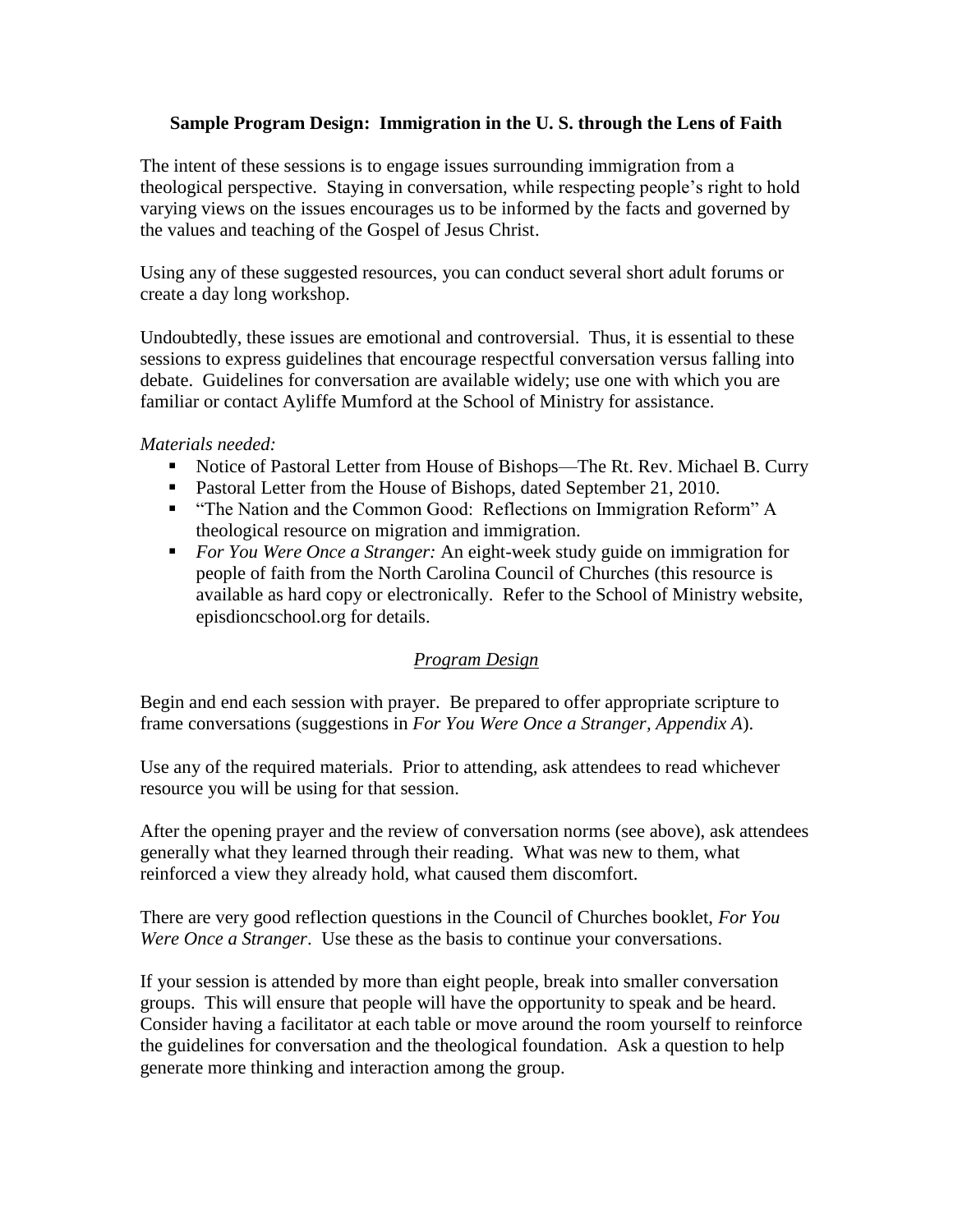# Sample Program Design: Immigration in the U. S. through the Lens of Faith

The intent of these sessions is to engage issues surrounding immigration from a theological perspective. Staying in conversation, while respecting people's right to hold varying views on the issues encourages us to be informed by the facts and governed by the values and teaching of the Gospel of Jesus Christ.

Using any of these suggested resources, you can conduct several short adult forums or create a day long workshop.

Undoubtedly, these issues are emotional and controversial. Thus, it is essential to these sessions to express guidelines that encourage respectful conversation versus falling into debate. Guidelines for conversation are available widely; use one with which you are familiar or contact Ayliffe Mumford at the School of Ministry for assistance.

*Materials needed:*

- Notice of Pastoral Letter from House of Bishops—The Rt. Rev. Michael B. Curry
- Pastoral Letter from the House of Bishops, dated September 21, 2010.
- "The Nation and the Common Good: Reflections on Immigration Reform" A theological resource on migration and immigration.
- *For You Were Once a Stranger:* An eight-week study guide on immigration for people of faith from the North Carolina Council of Churches (this resource is available as hard copy or electronically. Refer to the School of Ministry website, episdioncschool.org for details.

## Program Design

Begin and end each session with prayer. Be prepared to offer appropriate scripture to frame conversations (suggestions in *For You Were Once a Stranger, Appendix A*).

Use any of the required materials. Prior to attending, ask attendees to read whichever resource you will be using for that session.

After the opening prayer and the review of conversation norms (see above), ask attendees generally what they learned through their reading. What was new to them, what reinforced a view they already hold, what caused them discomfort.

There are very good reflection questions in the Council of Churches booklet, *For You Were Once a Stranger*. Use these as the basis to continue your conversations.

If your session is attended by more than eight people, break into smaller conversation groups. This will ensure that people will have the opportunity to speak and be heard. Consider having a facilitator at each table or move around the room yourself to reinforce the guidelines for conversation and the theological foundation. Ask a question to help generate more thinking and interaction among the group.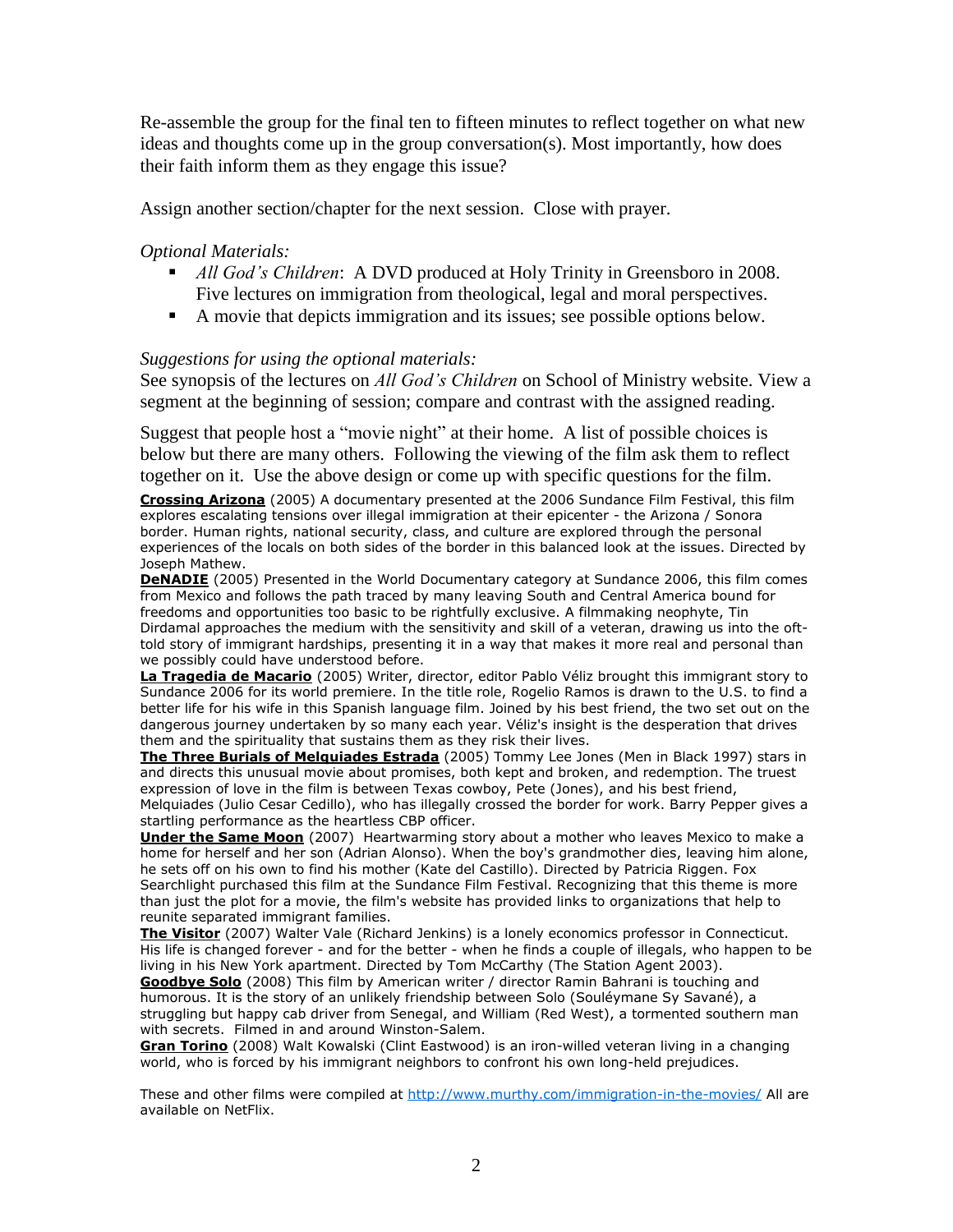Re-assemble the group for the final ten to fifteen minutes to reflect together on what new ideas and thoughts come up in the group conversation(s). Most importantly, how does their faith inform them as they engage this issue?

Assign another section/chapter for the next session. Close with prayer.

*Optional Materials:*

- *All God's Children*: A DVD produced at Holy Trinity in Greensboro in 2008. Five lectures on immigration from theological, legal and moral perspectives.
- A movie that depicts immigration and its issues; see possible options below.

*Suggestions for using the optional materials:*

See synopsis of the lectures on *All God's Children* on School of Ministry website. View a segment at the beginning of session; compare and contrast with the assigned reading.

Suggest that people host a "movie night" at their home. A list of possible choices is below but there are many others. Following the viewing of the film ask them to reflect together on it. Use the above design or come up with specific questions for the film.

**Crossing Arizona** (2005) A documentary presented at the 2006 Sundance Film Festival, this film explores escalating tensions over illegal immigration at their epicenter - the Arizona / Sonora border. Human rights, national security, class, and culture are explored through the personal experiences of the locals on both sides of the border in this balanced look at the issues. Directed by Joseph Mathew.

**DeNADIE** (2005) Presented in the World Documentary category at Sundance 2006, this film comes from Mexico and follows the path traced by many leaving South and Central America bound for freedoms and opportunities too basic to be rightfully exclusive. A filmmaking neophyte, Tin Dirdamal approaches the medium with the sensitivity and skill of a veteran, drawing us into the oft-told story of immigrant hardships, presenting it in a way that makes it more real and personal than we possibly could have understood before.

**La Tragedia de Macario** (2005) Writer, director, editor Pablo Véliz brought this immigrant story to Sundance 2006 for its world premiere. In the title role, Rogelio Ramos is drawn to the U.S. to find a better life for his wife in this Spanish language film. Joined by his best friend, the two set out on the dangerous journey undertaken by so many each year. Véliz's insight is the desperation that drives them and the spirituality that sustains them as they risk their lives.

**The Three Burials of Melquiades Estrada** (2005) Tommy Lee Jones (Men in Black 1997) stars in and directs this unusual movie about promises, both kept and broken, and redemption. The truest expression of love in the film is between Texas cowboy, Pete (Jones), and his best friend, Melquiades (Julio Cesar Cedillo), who has illegally crossed the border for work. Barry Pepper gives a startling performance as the heartless CBP officer.

**Under the Same Moon** (2007) Heartwarming story about a mother who leaves Mexico to make a home for herself and her son (Adrian Alonso). When the boy's grandmother dies, leaving him alone, he sets off on his own to find his mother (Kate del Castillo). Directed by Patricia Riggen. Fox Searchlight purchased this film at the Sundance Film Festival. Recognizing that this theme is more than just the plot for a movie, the film's website has provided links to organizations that help to reunite separated immigrant families.

**The Visitor** (2007) Walter Vale (Richard Jenkins) is a lonely economics professor in Connecticut. His life is changed forever - and for the better - when he finds a couple of illegals, who happen to be living in his New York apartment. Directed by Tom McCarthy (The Station Agent 2003).

**Goodbye Solo** (2008) This film by American writer / director Ramin Bahrani is touching and humorous. It is the story of an unlikely friendship between Solo (Souléymane Sy Savané), a struggling but happy cab driver from Senegal, and William (Red West), a tormented southern man with secrets. Filmed in and around Winston-Salem.

**Gran Torino** (2008) Walt Kowalski (Clint Eastwood) is an iron-willed veteran living in a changing world, who is forced by his immigrant neighbors to confront his own long-held prejudices.

These and other films were compiled at http://www.murthy.com/immigration-in-the-movies/ All are available on NetFlix.